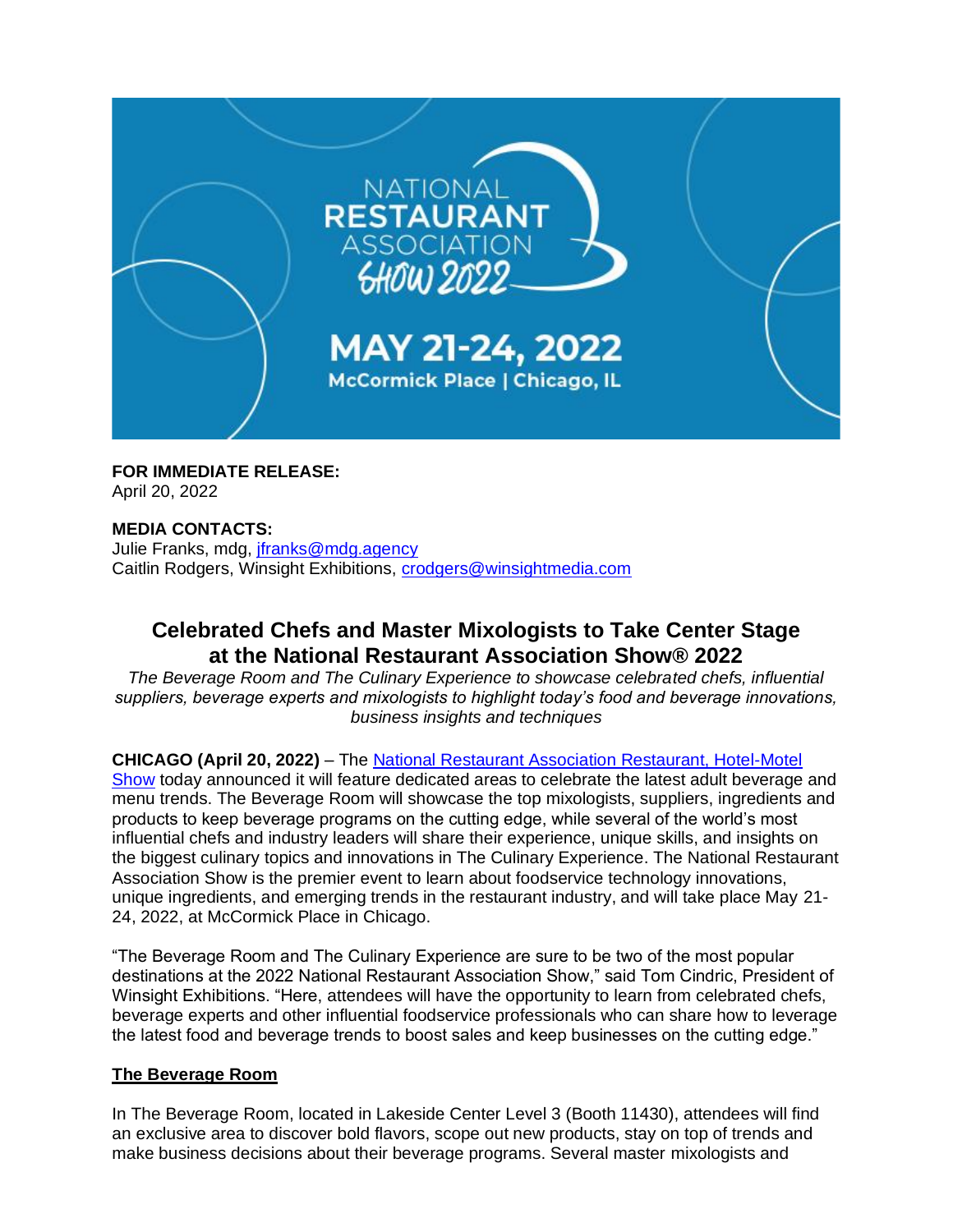NATIONAL RESTAURANT ASSOCIATION SHOW 2022

MAY 21-24, 2022
McCormick Place | Chicago, IL

**FOR IMMEDIATE RELEASE:**
April 20, 2022

**MEDIA CONTACTS:**
Julie Franks, mdg, [jfranks@mdg.agency](mailto:jfranks@mdg.agency)
Caitlin Rodgers, Winsight Exhibitions, [crodgers@winsightmedia.com](mailto:crodgers@winsightmedia.com)

# Celebrated Chefs and Master Mixologists to Take Center Stage at the National Restaurant Association Show® 2022

*The Beverage Room and The Culinary Experience to showcase celebrated chefs, influential suppliers, beverage experts and mixologists to highlight today's food and beverage innovations, business insights and techniques*

**CHICAGO (April 20, 2022)** – The National Restaurant Association Restaurant, Hotel-Motel Show today announced it will feature dedicated areas to celebrate the latest adult beverage and menu trends. The Beverage Room will showcase the top mixologists, suppliers, ingredients and products to keep beverage programs on the cutting edge, while several of the world's most influential chefs and industry leaders will share their experience, unique skills, and insights on the biggest culinary topics and innovations in The Culinary Experience. The National Restaurant Association Show is the premier event to learn about foodservice technology innovations, unique ingredients, and emerging trends in the restaurant industry, and will take place May 21-24, 2022, at McCormick Place in Chicago.

"The Beverage Room and The Culinary Experience are sure to be two of the most popular destinations at the 2022 National Restaurant Association Show," said Tom Cindric, President of Winsight Exhibitions. "Here, attendees will have the opportunity to learn from celebrated chefs, beverage experts and other influential foodservice professionals who can share how to leverage the latest food and beverage trends to boost sales and keep businesses on the cutting edge."

## The Beverage Room

In The Beverage Room, located in Lakeside Center Level 3 (Booth 11430), attendees will find an exclusive area to discover bold flavors, scope out new products, stay on top of trends and make business decisions about their beverage programs. Several master mixologists and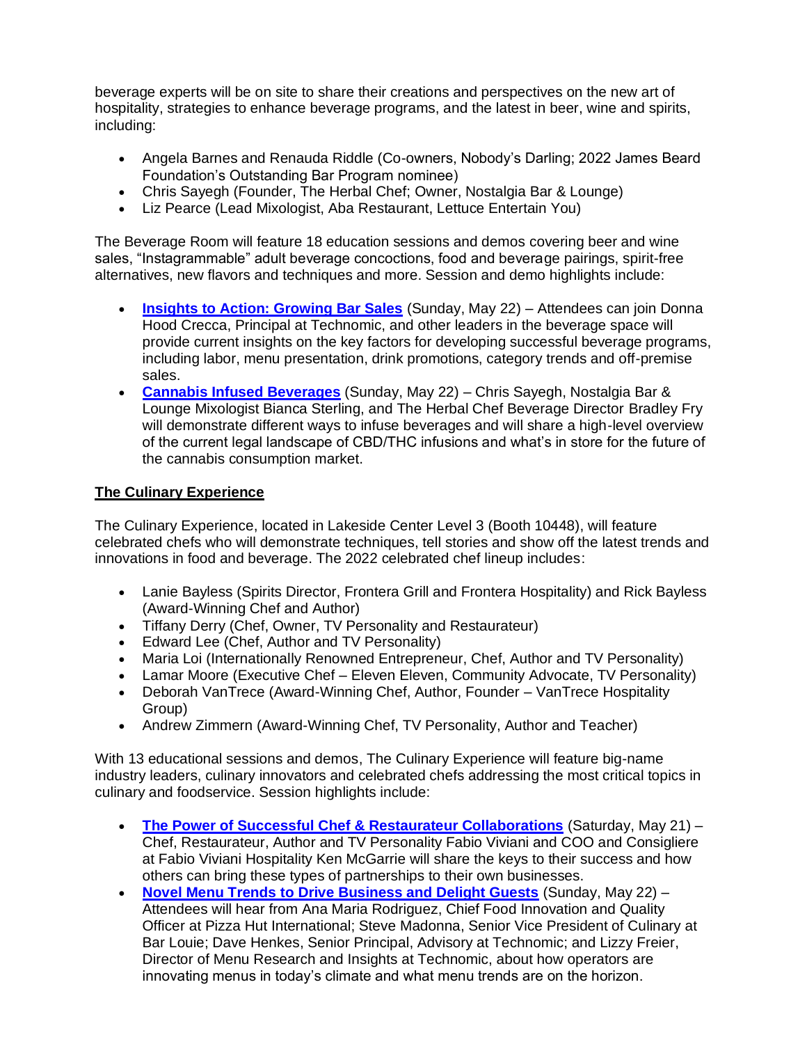beverage experts will be on site to share their creations and perspectives on the new art of hospitality, strategies to enhance beverage programs, and the latest in beer, wine and spirits, including:

- Angela Barnes and Renauda Riddle (Co-owners, Nobody's Darling; 2022 James Beard Foundation's Outstanding Bar Program nominee)
- Chris Sayegh (Founder, The Herbal Chef; Owner, Nostalgia Bar & Lounge)
- Liz Pearce (Lead Mixologist, Aba Restaurant, Lettuce Entertain You)

The Beverage Room will feature 18 education sessions and demos covering beer and wine sales, "Instagrammable" adult beverage concoctions, food and beverage pairings, spirit-free alternatives, new flavors and techniques and more. Session and demo highlights include:

- **Insights to Action: Growing Bar Sales** (Sunday, May 22) – Attendees can join Donna Hood Crecca, Principal at Technomic, and other leaders in the beverage space will provide current insights on the key factors for developing successful beverage programs, including labor, menu presentation, drink promotions, category trends and off-premise sales.
- **Cannabis Infused Beverages** (Sunday, May 22) – Chris Sayegh, Nostalgia Bar & Lounge Mixologist Bianca Sterling, and The Herbal Chef Beverage Director Bradley Fry will demonstrate different ways to infuse beverages and will share a high-level overview of the current legal landscape of CBD/THC infusions and what's in store for the future of the cannabis consumption market.

## The Culinary Experience

The Culinary Experience, located in Lakeside Center Level 3 (Booth 10448), will feature celebrated chefs who will demonstrate techniques, tell stories and show off the latest trends and innovations in food and beverage. The 2022 celebrated chef lineup includes:

- Lanie Bayless (Spirits Director, Frontera Grill and Frontera Hospitality) and Rick Bayless (Award-Winning Chef and Author)
- Tiffany Derry (Chef, Owner, TV Personality and Restaurateur)
- Edward Lee (Chef, Author and TV Personality)
- Maria Loi (Internationally Renowned Entrepreneur, Chef, Author and TV Personality)
- Lamar Moore (Executive Chef – Eleven Eleven, Community Advocate, TV Personality)
- Deborah VanTrece (Award-Winning Chef, Author, Founder – VanTrece Hospitality Group)
- Andrew Zimmern (Award-Winning Chef, TV Personality, Author and Teacher)

With 13 educational sessions and demos, The Culinary Experience will feature big-name industry leaders, culinary innovators and celebrated chefs addressing the most critical topics in culinary and foodservice. Session highlights include:

- **The Power of Successful Chef & Restaurateur Collaborations** (Saturday, May 21) – Chef, Restaurateur, Author and TV Personality Fabio Viviani and COO and Consigliere at Fabio Viviani Hospitality Ken McGarrie will share the keys to their success and how others can bring these types of partnerships to their own businesses.
- **Novel Menu Trends to Drive Business and Delight Guests** (Sunday, May 22) – Attendees will hear from Ana Maria Rodriguez, Chief Food Innovation and Quality Officer at Pizza Hut International; Steve Madonna, Senior Vice President of Culinary at Bar Louie; Dave Henkes, Senior Principal, Advisory at Technomic; and Lizzy Freier, Director of Menu Research and Insights at Technomic, about how operators are innovating menus in today's climate and what menu trends are on the horizon.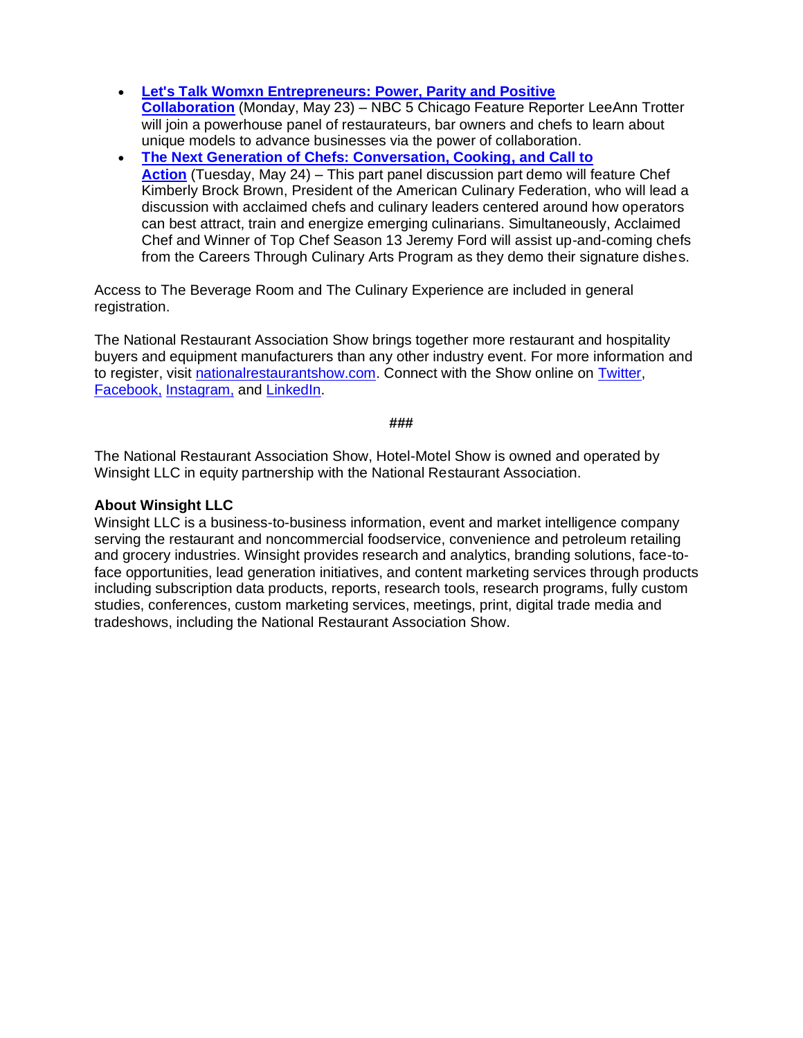- **Let's Talk Womxn Entrepreneurs: Power, Parity and Positive Collaboration** (Monday, May 23) – NBC 5 Chicago Feature Reporter LeeAnn Trotter will join a powerhouse panel of restaurateurs, bar owners and chefs to learn about unique models to advance businesses via the power of collaboration.
- **The Next Generation of Chefs: Conversation, Cooking, and Call to Action** (Tuesday, May 24) – This part panel discussion part demo will feature Chef Kimberly Brock Brown, President of the American Culinary Federation, who will lead a discussion with acclaimed chefs and culinary leaders centered around how operators can best attract, train and energize emerging culinarians. Simultaneously, Acclaimed Chef and Winner of Top Chef Season 13 Jeremy Ford will assist up-and-coming chefs from the Careers Through Culinary Arts Program as they demo their signature dishes.

Access to The Beverage Room and The Culinary Experience are included in general registration.

The National Restaurant Association Show brings together more restaurant and hospitality buyers and equipment manufacturers than any other industry event. For more information and to register, visit nationalrestaurantshow.com. Connect with the Show online on Twitter, Facebook, Instagram, and LinkedIn.

###

The National Restaurant Association Show, Hotel-Motel Show is owned and operated by Winsight LLC in equity partnership with the National Restaurant Association.

**About Winsight LLC**

Winsight LLC is a business-to-business information, event and market intelligence company serving the restaurant and noncommercial foodservice, convenience and petroleum retailing and grocery industries. Winsight provides research and analytics, branding solutions, face-to-face opportunities, lead generation initiatives, and content marketing services through products including subscription data products, reports, research tools, research programs, fully custom studies, conferences, custom marketing services, meetings, print, digital trade media and tradeshows, including the National Restaurant Association Show.